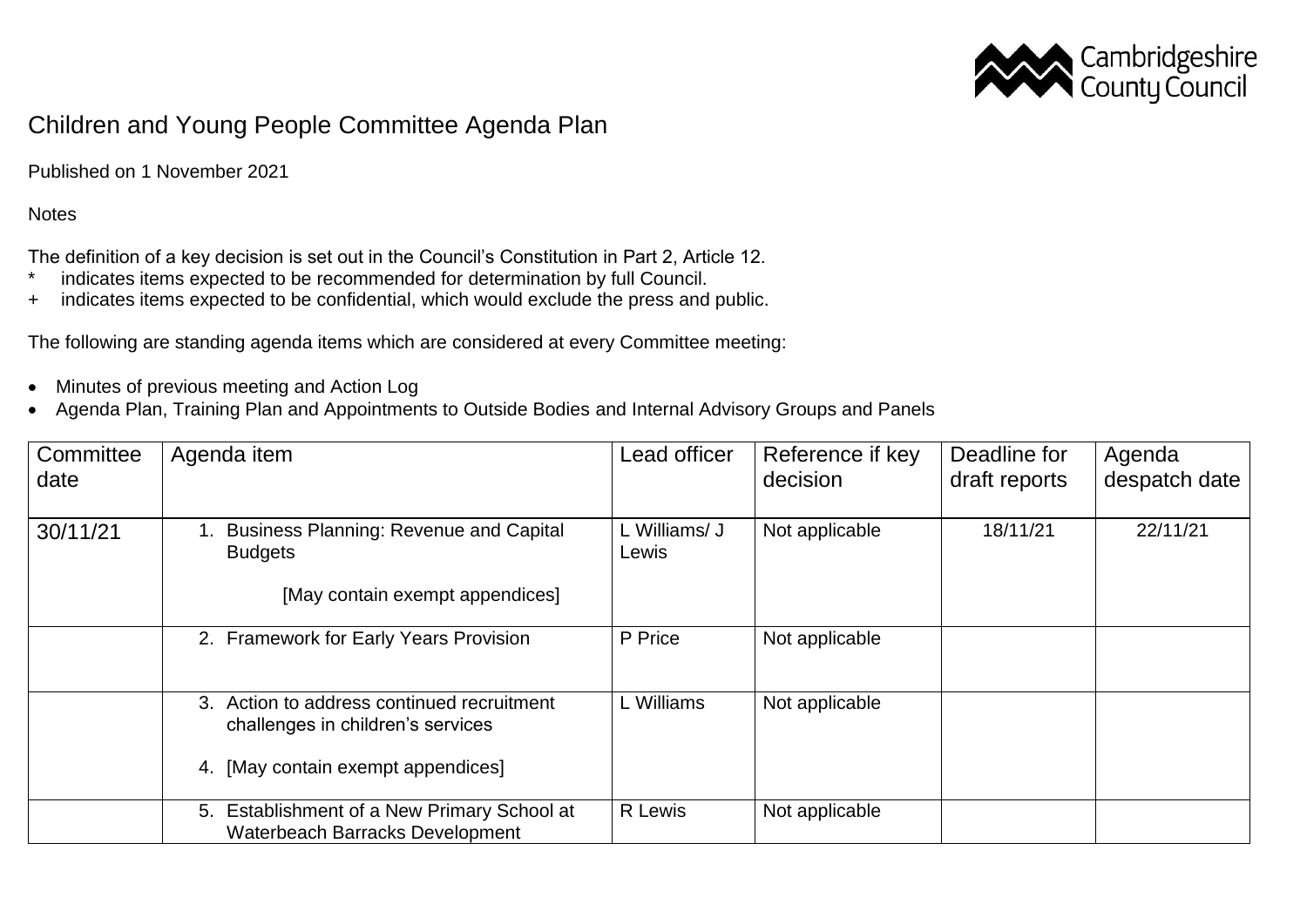# Children and Young People Committee Agenda Plan

Published on 1 November 2021

Notes

The definition of a key decision is set out in the Council's Constitution in Part 2, Article 12.

- \* indicates items expected to be recommended for determination by full Council.
- \+ indicates items expected to be confidential, which would exclude the press and public.

The following are standing agenda items which are considered at every Committee meeting:

- Minutes of previous meeting and Action Log
- Agenda Plan, Training Plan and Appointments to Outside Bodies and Internal Advisory Groups and Panels

| Committee date | Agenda item | Lead officer | Reference if key decision | Deadline for draft reports | Agenda despatch date |
|---|---|---|---|---|---|
| 30/11/21 | 1. Business Planning: Revenue and Capital Budgets<br><br>[May contain exempt appendices] | L Williams/ J Lewis | Not applicable | 18/11/21 | 22/11/21 |
| | 2. Framework for Early Years Provision | P Price | Not applicable | | |
| | 3. Action to address continued recruitment challenges in children's services<br><br>4. [May contain exempt appendices] | L Williams | Not applicable | | |
| | 5. Establishment of a New Primary School at Waterbeach Barracks Development | R Lewis | Not applicable | | |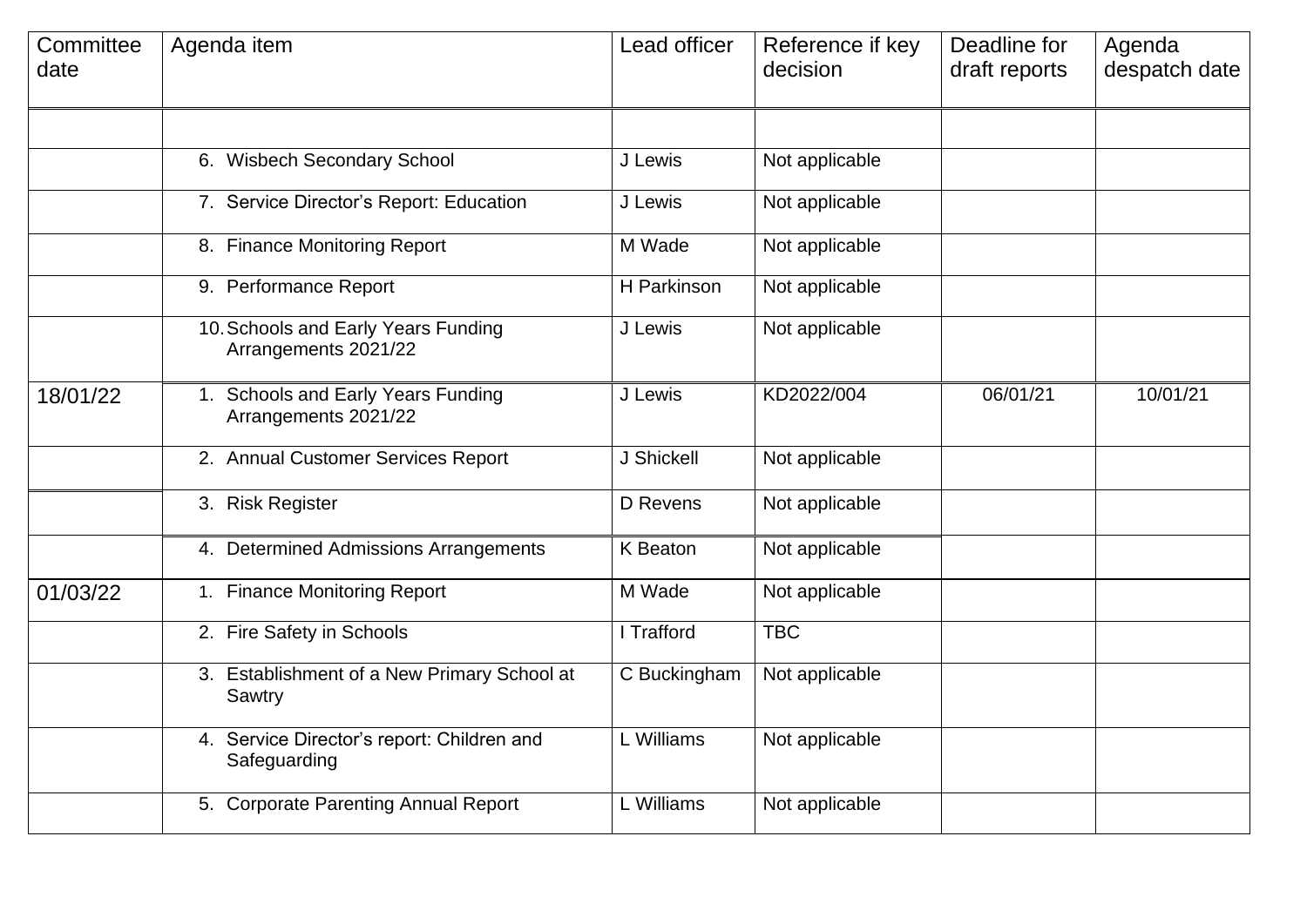| Committee date | Agenda item | Lead officer | Reference if key decision | Deadline for draft reports | Agenda despatch date |
|---|---|---|---|---|---|
| | | | | | |
| | 6. Wisbech Secondary School | J Lewis | Not applicable | | |
| | 7. Service Director's Report: Education | J Lewis | Not applicable | | |
| | 8. Finance Monitoring Report | M Wade | Not applicable | | |
| | 9. Performance Report | H Parkinson | Not applicable | | |
| | 10. Schools and Early Years Funding Arrangements 2021/22 | J Lewis | Not applicable | | |
| 18/01/22 | 1. Schools and Early Years Funding Arrangements 2021/22 | J Lewis | KD2022/004 | 06/01/21 | 10/01/21 |
| | 2. Annual Customer Services Report | J Shickell | Not applicable | | |
| | 3. Risk Register | D Revens | Not applicable | | |
| | 4. Determined Admissions Arrangements | K Beaton | Not applicable | | |
| 01/03/22 | 1. Finance Monitoring Report | M Wade | Not applicable | | |
| | 2. Fire Safety in Schools | I Trafford | TBC | | |
| | 3. Establishment of a New Primary School at Sawtry | C Buckingham | Not applicable | | |
| | 4. Service Director's report: Children and Safeguarding | L Williams | Not applicable | | |
| | 5. Corporate Parenting Annual Report | L Williams | Not applicable | | |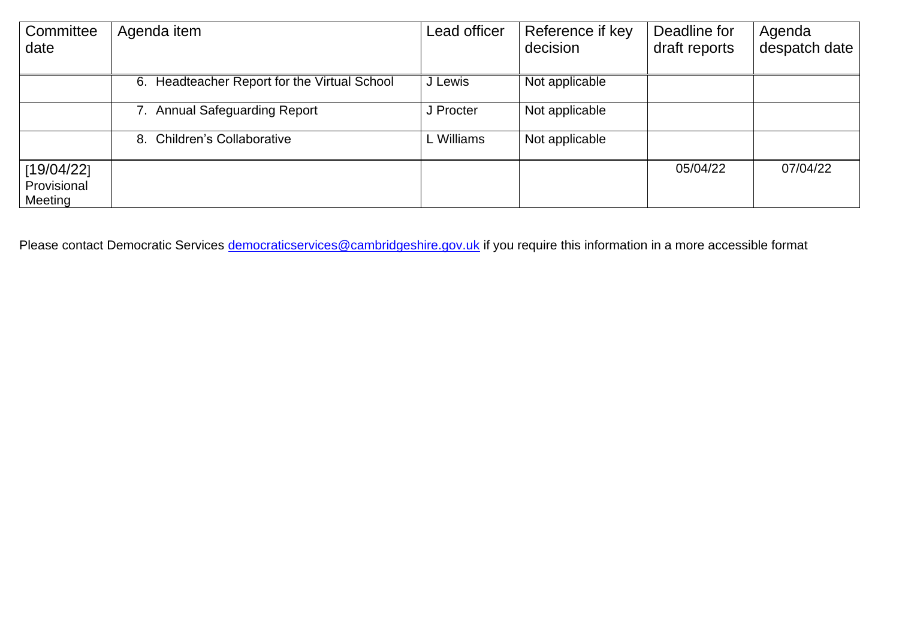| Committee date | Agenda item | Lead officer | Reference if key decision | Deadline for draft reports | Agenda despatch date |
|---|---|---|---|---|---|
| | 6. Headteacher Report for the Virtual School | J Lewis | Not applicable | | |
| | 7. Annual Safeguarding Report | J Procter | Not applicable | | |
| | 8. Children's Collaborative | L Williams | Not applicable | | |
| [19/04/22] Provisional Meeting | | | | 05/04/22 | 07/04/22 |

Please contact Democratic Services democraticservices@cambridgeshire.gov.uk if you require this information in a more accessible format